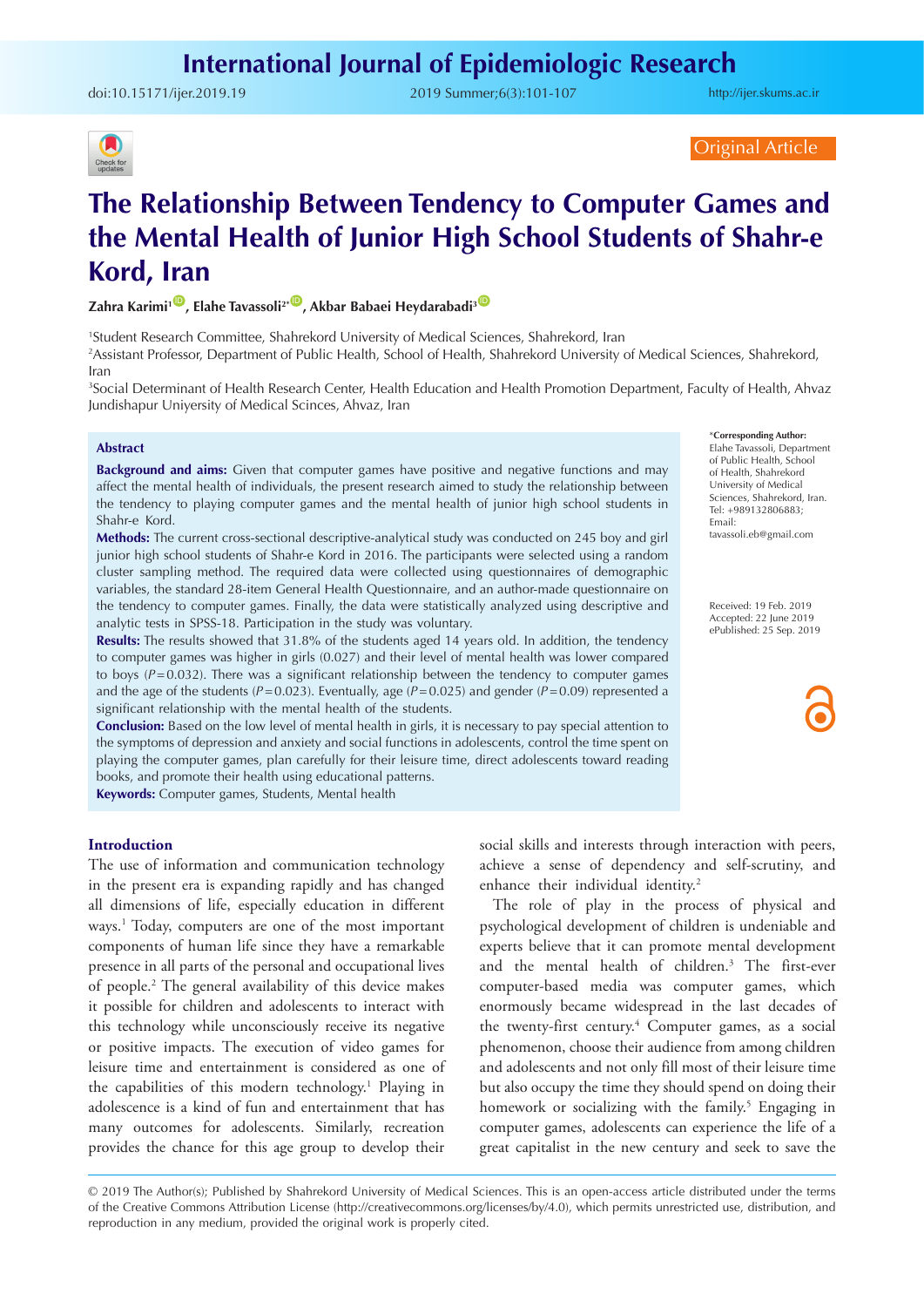Original Article

# The Relationship Between Tendency to Computer Games and the Mental Health of Junior High School Students of Shahr-e Kord, Iran

**Zahra Karimi**[1], **Elahe Tavassoli**[2*], **Akbar Babaei Heydarabadi**[3]

[1]Student Research Committee, Shahrekord University of Medical Sciences, Shahrekord, Iran
[2]Assistant Professor, Department of Public Health, School of Health, Shahrekord University of Medical Sciences, Shahrekord, Iran
[3]Social Determinant of Health Research Center, Health Education and Health Promotion Department, Faculty of Health, Ahvaz Jundishapur Uniyersity of Medical Scinces, Ahvaz, Iran

*Corresponding Author: Elahe Tavassoli, Department of Public Health, School of Health, Shahrekord University of Medical Sciences, Shahrekord, Iran. Tel: +989132806883; Email: tavassoli.eb@gmail.com

Received: 19 Feb. 2019
Accepted: 22 June 2019
ePublished: 25 Sep. 2019

## Abstract

**Background and aims:** Given that computer games have positive and negative functions and may affect the mental health of individuals, the present research aimed to study the relationship between the tendency to playing computer games and the mental health of junior high school students in Shahr-e Kord.

**Methods:** The current cross-sectional descriptive-analytical study was conducted on 245 boy and girl junior high school students of Shahr-e Kord in 2016. The participants were selected using a random cluster sampling method. The required data were collected using questionnaires of demographic variables, the standard 28-item General Health Questionnaire, and an author-made questionnaire on the tendency to computer games. Finally, the data were statistically analyzed using descriptive and analytic tests in SPSS-18. Participation in the study was voluntary.

**Results:** The results showed that 31.8% of the students aged 14 years old. In addition, the tendency to computer games was higher in girls (0.027) and their level of mental health was lower compared to boys ($P$=0.032). There was a significant relationship between the tendency to computer games and the age of the students ($P$=0.023). Eventually, age ($P$=0.025) and gender ($P$=0.09) represented a significant relationship with the mental health of the students.

**Conclusion:** Based on the low level of mental health in girls, it is necessary to pay special attention to the symptoms of depression and anxiety and social functions in adolescents, control the time spent on playing the computer games, plan carefully for their leisure time, direct adolescents toward reading books, and promote their health using educational patterns.

**Keywords:** Computer games, Students, Mental health

## Introduction

The use of information and communication technology in the present era is expanding rapidly and has changed all dimensions of life, especially education in different ways.[1] Today, computers are one of the most important components of human life since they have a remarkable presence in all parts of the personal and occupational lives of people.[2] The general availability of this device makes it possible for children and adolescents to interact with this technology while unconsciously receive its negative or positive impacts. The execution of video games for leisure time and entertainment is considered as one of the capabilities of this modern technology.[1] Playing in adolescence is a kind of fun and entertainment that has many outcomes for adolescents. Similarly, recreation provides the chance for this age group to develop their social skills and interests through interaction with peers, achieve a sense of dependency and self-scrutiny, and enhance their individual identity.[2]

The role of play in the process of physical and psychological development of children is undeniable and experts believe that it can promote mental development and the mental health of children.[3] The first-ever computer-based media was computer games, which enormously became widespread in the last decades of the twenty-first century.[4] Computer games, as a social phenomenon, choose their audience from among children and adolescents and not only fill most of their leisure time but also occupy the time they should spend on doing their homework or socializing with the family.[5] Engaging in computer games, adolescents can experience the life of a great capitalist in the new century and seek to save the

© 2019 The Author(s); Published by Shahrekord University of Medical Sciences. This is an open-access article distributed under the terms of the Creative Commons Attribution License (http://creativecommons.org/licenses/by/4.0), which permits unrestricted use, distribution, and reproduction in any medium, provided the original work is properly cited.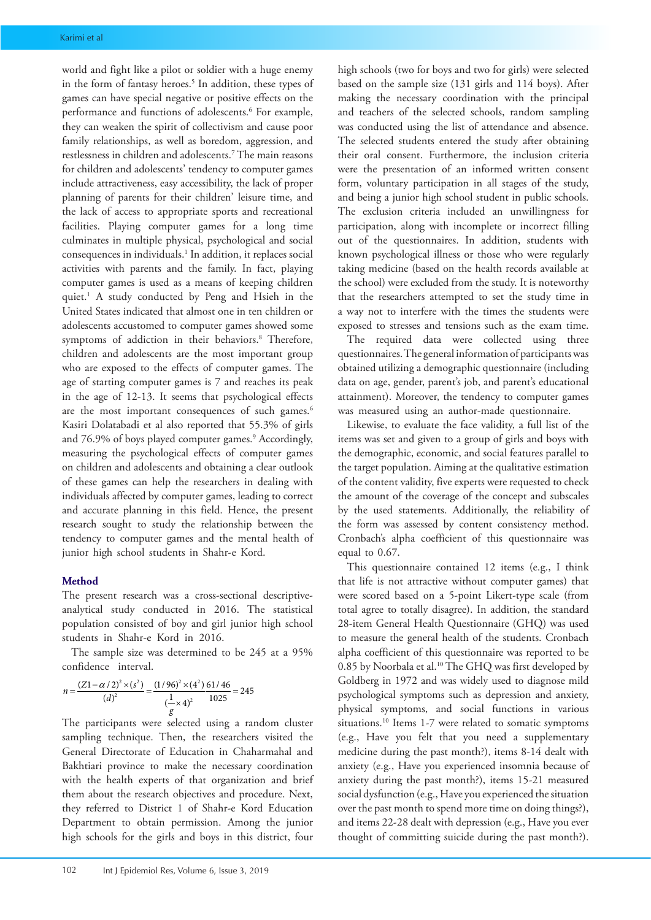world and fight like a pilot or soldier with a huge enemy in the form of fantasy heroes.[5] In addition, these types of games can have special negative or positive effects on the performance and functions of adolescents.[6] For example, they can weaken the spirit of collectivism and cause poor family relationships, as well as boredom, aggression, and restlessness in children and adolescents.[7] The main reasons for children and adolescents' tendency to computer games include attractiveness, easy accessibility, the lack of proper planning of parents for their children' leisure time, and the lack of access to appropriate sports and recreational facilities. Playing computer games for a long time culminates in multiple physical, psychological and social consequences in individuals.[1] In addition, it replaces social activities with parents and the family. In fact, playing computer games is used as a means of keeping children quiet.[1] A study conducted by Peng and Hsieh in the United States indicated that almost one in ten children or adolescents accustomed to computer games showed some symptoms of addiction in their behaviors.[8] Therefore, children and adolescents are the most important group who are exposed to the effects of computer games. The age of starting computer games is 7 and reaches its peak in the age of 12-13. It seems that psychological effects are the most important consequences of such games.[6] Kasiri Dolatabadi et al also reported that 55.3% of girls and 76.9% of boys played computer games.[9] Accordingly, measuring the psychological effects of computer games on children and adolescents and obtaining a clear outlook of these games can help the researchers in dealing with individuals affected by computer games, leading to correct and accurate planning in this field. Hence, the present research sought to study the relationship between the tendency to computer games and the mental health of junior high school students in Shahr-e Kord.

## Method

The present research was a cross-sectional descriptive-analytical study conducted in 2016. The statistical population consisted of boy and girl junior high school students in Shahr-e Kord in 2016.

The sample size was determined to be 245 at a 95% confidence interval.

$$n = \frac{(Z1-\alpha/2)^2 \times (s^2)}{(d)^2} = \frac{(1/96)^2 \times (4^2)}{(\frac{1}{g} \times 4)^2} \frac{61/46}{1025} = 245$$

The participants were selected using a random cluster sampling technique. Then, the researchers visited the General Directorate of Education in Chaharmahal and Bakhtiari province to make the necessary coordination with the health experts of that organization and brief them about the research objectives and procedure. Next, they referred to District 1 of Shahr-e Kord Education Department to obtain permission. Among the junior high schools for the girls and boys in this district, four high schools (two for boys and two for girls) were selected based on the sample size (131 girls and 114 boys). After making the necessary coordination with the principal and teachers of the selected schools, random sampling was conducted using the list of attendance and absence. The selected students entered the study after obtaining their oral consent. Furthermore, the inclusion criteria were the presentation of an informed written consent form, voluntary participation in all stages of the study, and being a junior high school student in public schools. The exclusion criteria included an unwillingness for participation, along with incomplete or incorrect filling out of the questionnaires. In addition, students with known psychological illness or those who were regularly taking medicine (based on the health records available at the school) were excluded from the study. It is noteworthy that the researchers attempted to set the study time in a way not to interfere with the times the students were exposed to stresses and tensions such as the exam time.

The required data were collected using three questionnaires. The general information of participants was obtained utilizing a demographic questionnaire (including data on age, gender, parent's job, and parent's educational attainment). Moreover, the tendency to computer games was measured using an author-made questionnaire.

Likewise, to evaluate the face validity, a full list of the items was set and given to a group of girls and boys with the demographic, economic, and social features parallel to the target population. Aiming at the qualitative estimation of the content validity, five experts were requested to check the amount of the coverage of the concept and subscales by the used statements. Additionally, the reliability of the form was assessed by content consistency method. Cronbach's alpha coefficient of this questionnaire was equal to 0.67.

This questionnaire contained 12 items (e.g., I think that life is not attractive without computer games) that were scored based on a 5-point Likert-type scale (from total agree to totally disagree). In addition, the standard 28-item General Health Questionnaire (GHQ) was used to measure the general health of the students. Cronbach alpha coefficient of this questionnaire was reported to be 0.85 by Noorbala et al.[10] The GHQ was first developed by Goldberg in 1972 and was widely used to diagnose mild psychological symptoms such as depression and anxiety, physical symptoms, and social functions in various situations.[10] Items 1-7 were related to somatic symptoms (e.g., Have you felt that you need a supplementary medicine during the past month?), items 8-14 dealt with anxiety (e.g., Have you experienced insomnia because of anxiety during the past month?), items 15-21 measured social dysfunction (e.g., Have you experienced the situation over the past month to spend more time on doing things?), and items 22-28 dealt with depression (e.g., Have you ever thought of committing suicide during the past month?).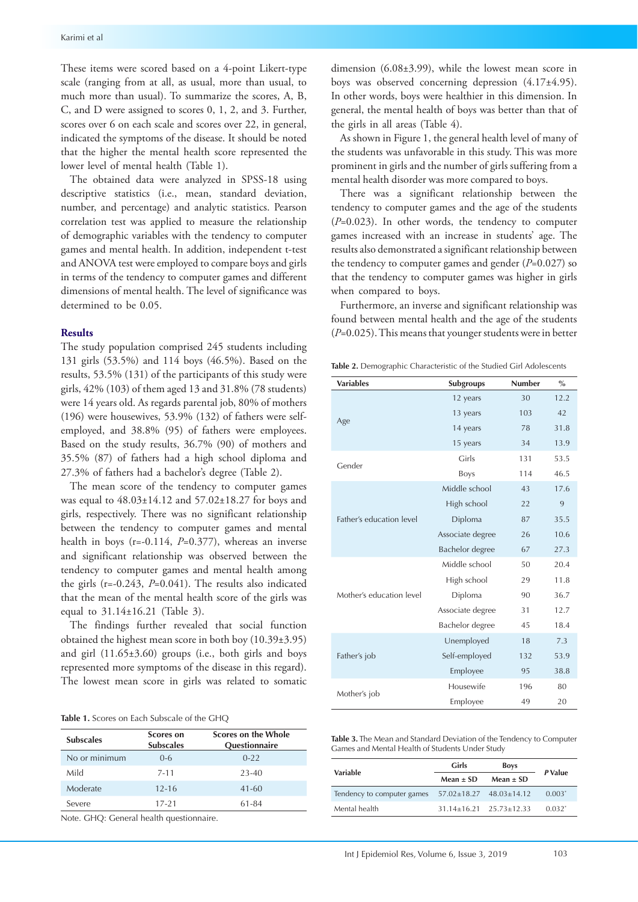These items were scored based on a 4-point Likert-type scale (ranging from at all, as usual, more than usual, to much more than usual). To summarize the scores, A, B, C, and D were assigned to scores 0, 1, 2, and 3. Further, scores over 6 on each scale and scores over 22, in general, indicated the symptoms of the disease. It should be noted that the higher the mental health score represented the lower level of mental health (Table 1).

The obtained data were analyzed in SPSS-18 using descriptive statistics (i.e., mean, standard deviation, number, and percentage) and analytic statistics. Pearson correlation test was applied to measure the relationship of demographic variables with the tendency to computer games and mental health. In addition, independent t-test and ANOVA test were employed to compare boys and girls in terms of the tendency to computer games and different dimensions of mental health. The level of significance was determined to be 0.05.

**Table 1.** Scores on Each Subscale of the GHQ

| Subscales | Scores on Subscales | Scores on the Whole Questionnaire |
|---|---|---|
| No or minimum | 0-6 | 0-22 |
| Mild | 7-11 | 23-40 |
| Moderate | 12-16 | 41-60 |
| Severe | 17-21 | 61-84 |

Note. GHQ: General health questionnaire.

## Results

The study population comprised 245 students including 131 girls (53.5%) and 114 boys (46.5%). Based on the results, 53.5% (131) of the participants of this study were girls, 42% (103) of them aged 13 and 31.8% (78 students) were 14 years old. As regards parental job, 80% of mothers (196) were housewives, 53.9% (132) of fathers were self-employed, and 38.8% (95) of fathers were employees. Based on the study results, 36.7% (90) of mothers and 35.5% (87) of fathers had a high school diploma and 27.3% of fathers had a bachelor's degree (Table 2).

The mean score of the tendency to computer games was equal to 48.03±14.12 and 57.02±18.27 for boys and girls, respectively. There was no significant relationship between the tendency to computer games and mental health in boys (r=-0.114, *P*=0.377), whereas an inverse and significant relationship was observed between the tendency to computer games and mental health among the girls (r=-0.243, *P*=0.041). The results also indicated that the mean of the mental health score of the girls was equal to 31.14±16.21 (Table 3).

The findings further revealed that social function obtained the highest mean score in both boy (10.39±3.95) and girl (11.65±3.60) groups (i.e., both girls and boys represented more symptoms of the disease in this regard). The lowest mean score in girls was related to somatic dimension (6.08±3.99), while the lowest mean score in boys was observed concerning depression (4.17±4.95). In other words, boys were healthier in this dimension. In general, the mental health of boys was better than that of the girls in all areas (Table 4).

As shown in Figure 1, the general health level of many of the students was unfavorable in this study. This was more prominent in girls and the number of girls suffering from a mental health disorder was more compared to boys.

There was a significant relationship between the tendency to computer games and the age of the students (*P*=0.023). In other words, the tendency to computer games increased with an increase in students' age. The results also demonstrated a significant relationship between the tendency to computer games and gender (*P*=0.027) so that the tendency to computer games was higher in girls when compared to boys.

Furthermore, an inverse and significant relationship was found between mental health and the age of the students (*P*=0.025). This means that younger students were in better

**Table 2.** Demographic Characteristic of the Studied Girl Adolescents

| Variables | Subgroups | Number | % |
|---|---|---|---|
| Age | 12 years | 30 | 12.2 |
| | 13 years | 103 | 42 |
| | 14 years | 78 | 31.8 |
| | 15 years | 34 | 13.9 |
| Gender | Girls | 131 | 53.5 |
| | Boys | 114 | 46.5 |
| Father's education level | Middle school | 43 | 17.6 |
| | High school | 22 | 9 |
| | Diploma | 87 | 35.5 |
| | Associate degree | 26 | 10.6 |
| | Bachelor degree | 67 | 27.3 |
| Mother's education level | Middle school | 50 | 20.4 |
| | High school | 29 | 11.8 |
| | Diploma | 90 | 36.7 |
| | Associate degree | 31 | 12.7 |
| | Bachelor degree | 45 | 18.4 |
| Father's job | Unemployed | 18 | 7.3 |
| | Self-employed | 132 | 53.9 |
| | Employee | 95 | 38.8 |
| Mother's job | Housewife | 196 | 80 |
| | Employee | 49 | 20 |

**Table 3.** The Mean and Standard Deviation of the Tendency to Computer Games and Mental Health of Students Under Study

| Variable | Girls | Boys | *P* Value |
|---|---|---|---|
| | Mean ± SD | Mean ± SD | |
| Tendency to computer games | 57.02±18.27 | 48.03±14.12 | 0.003* |
| Mental health | 31.14±16.21 | 25.73±12.33 | 0.032* |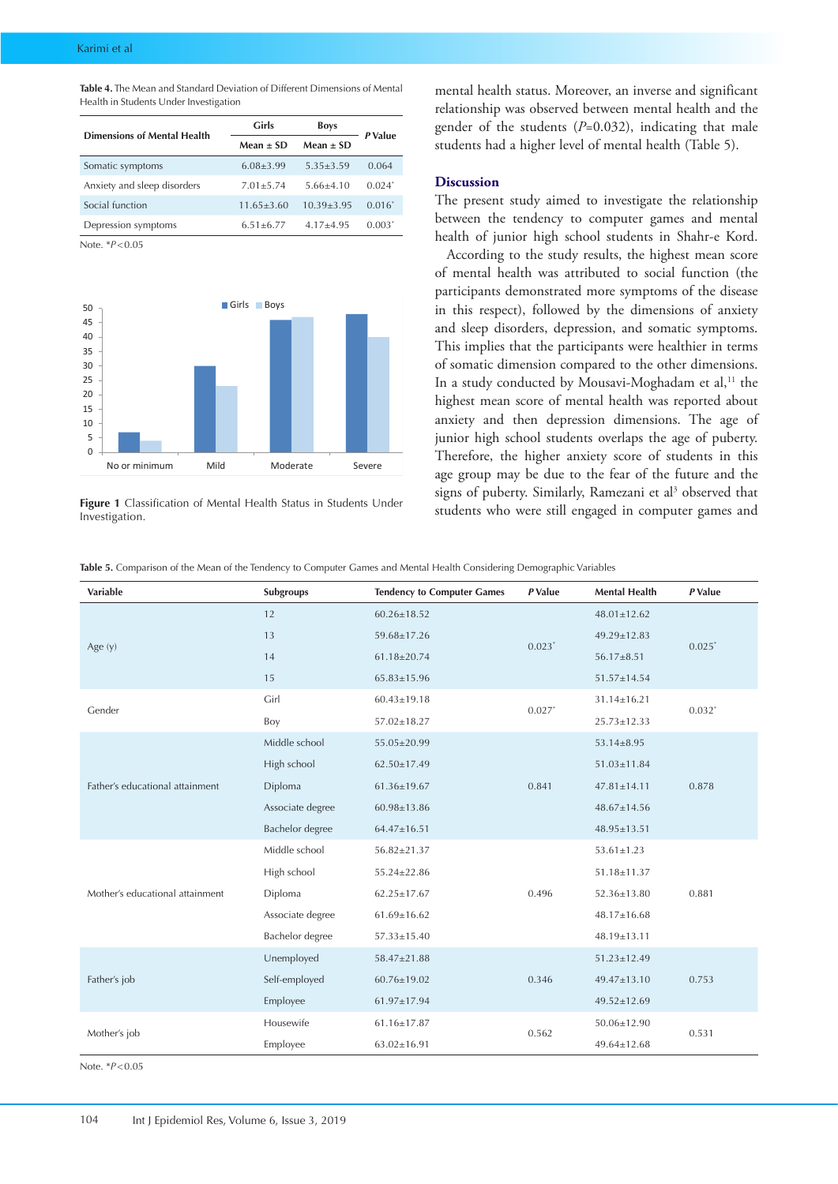**Table 4.** The Mean and Standard Deviation of Different Dimensions of Mental Health in Students Under Investigation

| Dimensions of Mental Health | Girls | Boys | *P* Value |
|---|---|---|---|
| | Mean ± SD | Mean ± SD | |
| Somatic symptoms | 6.08±3.99 | 5.35±3.59 | 0.064 |
| Anxiety and sleep disorders | 7.01±5.74 | 5.66±4.10 | 0.024* |
| Social function | 11.65±3.60 | 10.39±3.95 | 0.016* |
| Depression symptoms | 6.51±6.77 | 4.17±4.95 | 0.003* |

Note. *$P<0.05$

**Figure 1** Classification of Mental Health Status in Students Under Investigation.

mental health status. Moreover, an inverse and significant relationship was observed between mental health and the gender of the students ($P$=0.032), indicating that male students had a higher level of mental health (Table 5).

## Discussion

The present study aimed to investigate the relationship between the tendency to computer games and mental health of junior high school students in Shahr-e Kord.

According to the study results, the highest mean score of mental health was attributed to social function (the participants demonstrated more symptoms of the disease in this respect), followed by the dimensions of anxiety and sleep disorders, depression, and somatic symptoms. This implies that the participants were healthier in terms of somatic dimension compared to the other dimensions. In a study conducted by Mousavi-Moghadam et al,[11] the highest mean score of mental health was reported about anxiety and then depression dimensions. The age of junior high school students overlaps the age of puberty. Therefore, the higher anxiety score of students in this age group may be due to the fear of the future and the signs of puberty. Similarly, Ramezani et al[3] observed that students who were still engaged in computer games and

**Table 5.** Comparison of the Mean of the Tendency to Computer Games and Mental Health Considering Demographic Variables

| Variable | Subgroups | Tendency to Computer Games | *P* Value | Mental Health | *P* Value |
|---|---|---|---|---|---|
| Age (y) | 12 | 60.26±18.52 | 0.023* | 48.01±12.62 | 0.025* |
| | 13 | 59.68±17.26 | | 49.29±12.83 | |
| | 14 | 61.18±20.74 | | 56.17±8.51 | |
| | 15 | 65.83±15.96 | | 51.57±14.54 | |
| Gender | Girl | 60.43±19.18 | 0.027* | 31.14±16.21 | 0.032* |
| | Boy | 57.02±18.27 | | 25.73±12.33 | |
| Father's educational attainment | Middle school | 55.05±20.99 | 0.841 | 53.14±8.95 | 0.878 |
| | High school | 62.50±17.49 | | 51.03±11.84 | |
| | Diploma | 61.36±19.67 | | 47.81±14.11 | |
| | Associate degree | 60.98±13.86 | | 48.67±14.56 | |
| | Bachelor degree | 64.47±16.51 | | 48.95±13.51 | |
| Mother's educational attainment | Middle school | 56.82±21.37 | 0.496 | 53.61±1.23 | 0.881 |
| | High school | 55.24±22.86 | | 51.18±11.37 | |
| | Diploma | 62.25±17.67 | | 52.36±13.80 | |
| | Associate degree | 61.69±16.62 | | 48.17±16.68 | |
| | Bachelor degree | 57.33±15.40 | | 48.19±13.11 | |
| Father's job | Unemployed | 58.47±21.88 | 0.346 | 51.23±12.49 | 0.753 |
| | Self-employed | 60.76±19.02 | | 49.47±13.10 | |
| | Employee | 61.97±17.94 | | 49.52±12.69 | |
| Mother's job | Housewife | 61.16±17.87 | 0.562 | 50.06±12.90 | 0.531 |
| | Employee | 63.02±16.91 | | 49.64±12.68 | |

Note. *$P<0.05$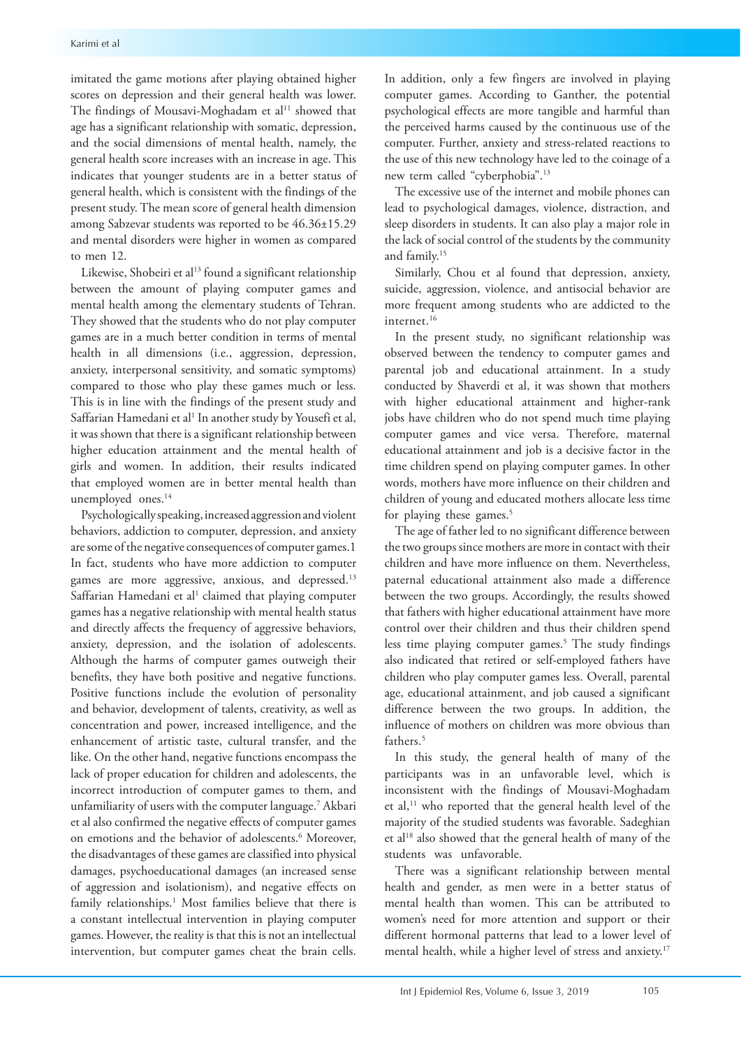imitated the game motions after playing obtained higher scores on depression and their general health was lower. The findings of Mousavi-Moghadam et al[11] showed that age has a significant relationship with somatic, depression, and the social dimensions of mental health, namely, the general health score increases with an increase in age. This indicates that younger students are in a better status of general health, which is consistent with the findings of the present study. The mean score of general health dimension among Sabzevar students was reported to be 46.36±15.29 and mental disorders were higher in women as compared to men 12.

Likewise, Shobeiri et al[13] found a significant relationship between the amount of playing computer games and mental health among the elementary students of Tehran. They showed that the students who do not play computer games are in a much better condition in terms of mental health in all dimensions (i.e., aggression, depression, anxiety, interpersonal sensitivity, and somatic symptoms) compared to those who play these games much or less. This is in line with the findings of the present study and Saffarian Hamedani et al[1] In another study by Yousefi et al, it was shown that there is a significant relationship between higher education attainment and the mental health of girls and women. In addition, their results indicated that employed women are in better mental health than unemployed ones.[14]

Psychologically speaking, increased aggression and violent behaviors, addiction to computer, depression, and anxiety are some of the negative consequences of computer games.1 In fact, students who have more addiction to computer games are more aggressive, anxious, and depressed.[13] Saffarian Hamedani et al[1] claimed that playing computer games has a negative relationship with mental health status and directly affects the frequency of aggressive behaviors, anxiety, depression, and the isolation of adolescents. Although the harms of computer games outweigh their benefits, they have both positive and negative functions. Positive functions include the evolution of personality and behavior, development of talents, creativity, as well as concentration and power, increased intelligence, and the enhancement of artistic taste, cultural transfer, and the like. On the other hand, negative functions encompass the lack of proper education for children and adolescents, the incorrect introduction of computer games to them, and unfamiliarity of users with the computer language.[7] Akbari et al also confirmed the negative effects of computer games on emotions and the behavior of adolescents.[6] Moreover, the disadvantages of these games are classified into physical damages, psychoeducational damages (an increased sense of aggression and isolationism), and negative effects on family relationships.[1] Most families believe that there is a constant intellectual intervention in playing computer games. However, the reality is that this is not an intellectual intervention, but computer games cheat the brain cells. In addition, only a few fingers are involved in playing computer games. According to Ganther, the potential psychological effects are more tangible and harmful than the perceived harms caused by the continuous use of the computer. Further, anxiety and stress-related reactions to the use of this new technology have led to the coinage of a new term called "cyberphobia".[13]

The excessive use of the internet and mobile phones can lead to psychological damages, violence, distraction, and sleep disorders in students. It can also play a major role in the lack of social control of the students by the community and family.[15]

Similarly, Chou et al found that depression, anxiety, suicide, aggression, violence, and antisocial behavior are more frequent among students who are addicted to the internet.[16]

In the present study, no significant relationship was observed between the tendency to computer games and parental job and educational attainment. In a study conducted by Shaverdi et al, it was shown that mothers with higher educational attainment and higher-rank jobs have children who do not spend much time playing computer games and vice versa. Therefore, maternal educational attainment and job is a decisive factor in the time children spend on playing computer games. In other words, mothers have more influence on their children and children of young and educated mothers allocate less time for playing these games.[5]

The age of father led to no significant difference between the two groups since mothers are more in contact with their children and have more influence on them. Nevertheless, paternal educational attainment also made a difference between the two groups. Accordingly, the results showed that fathers with higher educational attainment have more control over their children and thus their children spend less time playing computer games.[5] The study findings also indicated that retired or self-employed fathers have children who play computer games less. Overall, parental age, educational attainment, and job caused a significant difference between the two groups. In addition, the influence of mothers on children was more obvious than fathers.[5]

In this study, the general health of many of the participants was in an unfavorable level, which is inconsistent with the findings of Mousavi-Moghadam et al,[11] who reported that the general health level of the majority of the studied students was favorable. Sadeghian et al[18] also showed that the general health of many of the students was unfavorable.

There was a significant relationship between mental health and gender, as men were in a better status of mental health than women. This can be attributed to women's need for more attention and support or their different hormonal patterns that lead to a lower level of mental health, while a higher level of stress and anxiety.[17]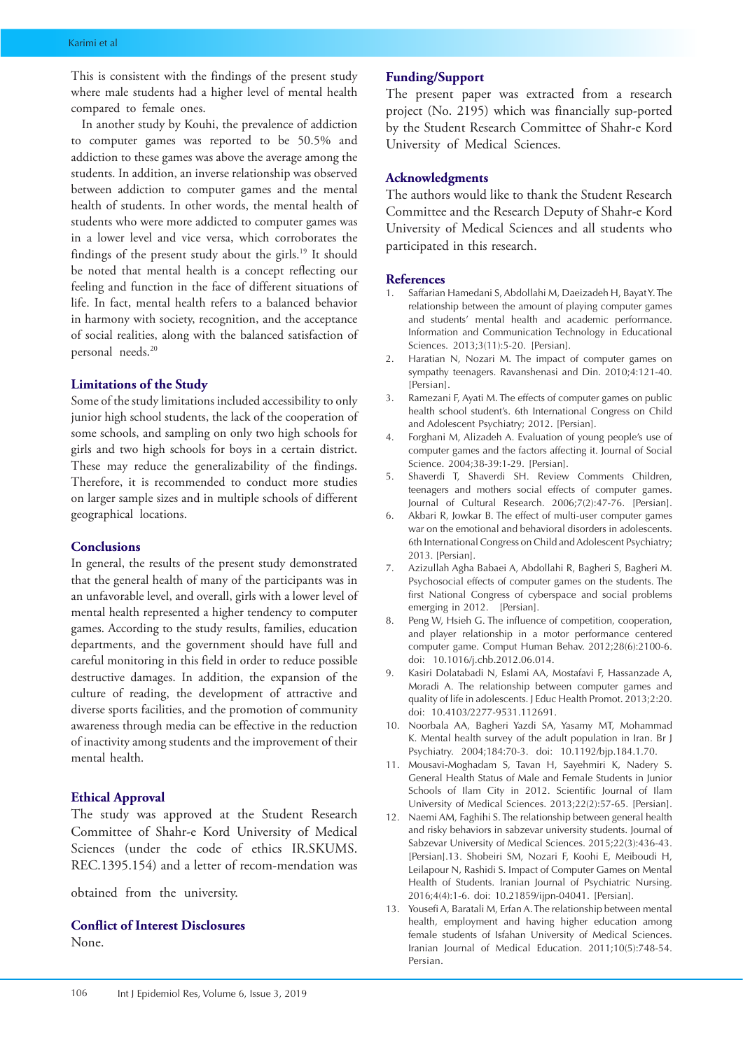This is consistent with the findings of the present study where male students had a higher level of mental health compared to female ones.

In another study by Kouhi, the prevalence of addiction to computer games was reported to be 50.5% and addiction to these games was above the average among the students. In addition, an inverse relationship was observed between addiction to computer games and the mental health of students. In other words, the mental health of students who were more addicted to computer games was in a lower level and vice versa, which corroborates the findings of the present study about the girls.[19] It should be noted that mental health is a concept reflecting our feeling and function in the face of different situations of life. In fact, mental health refers to a balanced behavior in harmony with society, recognition, and the acceptance of social realities, along with the balanced satisfaction of personal needs.[20]

## Limitations of the Study

Some of the study limitations included accessibility to only junior high school students, the lack of the cooperation of some schools, and sampling on only two high schools for girls and two high schools for boys in a certain district. These may reduce the generalizability of the findings. Therefore, it is recommended to conduct more studies on larger sample sizes and in multiple schools of different geographical locations.

## Conclusions

In general, the results of the present study demonstrated that the general health of many of the participants was in an unfavorable level, and overall, girls with a lower level of mental health represented a higher tendency to computer games. According to the study results, families, education departments, and the government should have full and careful monitoring in this field in order to reduce possible destructive damages. In addition, the expansion of the culture of reading, the development of attractive and diverse sports facilities, and the promotion of community awareness through media can be effective in the reduction of inactivity among students and the improvement of their mental health.

## Ethical Approval

The study was approved at the Student Research Committee of Shahr-e Kord University of Medical Sciences (under the code of ethics IR.SKUMS.REC.1395.154) and a letter of recom-mendation was obtained from the university.

## Conflict of Interest Disclosures

None.

## Funding/Support

The present paper was extracted from a research project (No. 2195) which was financially sup-ported by the Student Research Committee of Shahr-e Kord University of Medical Sciences.

## Acknowledgments

The authors would like to thank the Student Research Committee and the Research Deputy of Shahr-e Kord University of Medical Sciences and all students who participated in this research.

## References

1. Saffarian Hamedani S, Abdollahi M, Daeizadeh H, Bayat Y. The relationship between the amount of playing computer games and students' mental health and academic performance. Information and Communication Technology in Educational Sciences. 2013;3(11):5-20. [Persian].
2. Haratian N, Nozari M. The impact of computer games on sympathy teenagers. Ravanshenasi and Din. 2010;4:121-40. [Persian].
3. Ramezani F, Ayati M. The effects of computer games on public health school student's. 6th International Congress on Child and Adolescent Psychiatry; 2012. [Persian].
4. Forghani M, Alizadeh A. Evaluation of young people's use of computer games and the factors affecting it. Journal of Social Science. 2004;38-39:1-29. [Persian].
5. Shaverdi T, Shaverdi SH. Review Comments Children, teenagers and mothers social effects of computer games. Journal of Cultural Research. 2006;7(2):47-76. [Persian].
6. Akbari R, Jowkar B. The effect of multi-user computer games war on the emotional and behavioral disorders in adolescents. 6th International Congress on Child and Adolescent Psychiatry; 2013. [Persian].
7. Azizullah Agha Babaei A, Abdollahi R, Bagheri S, Bagheri M. Psychosocial effects of computer games on the students. The first National Congress of cyberspace and social problems emerging in 2012. [Persian].
8. Peng W, Hsieh G. The influence of competition, cooperation, and player relationship in a motor performance centered computer game. Comput Human Behav. 2012;28(6):2100-6. doi: 10.1016/j.chb.2012.06.014.
9. Kasiri Dolatabadi N, Eslami AA, Mostafavi F, Hassanzade A, Moradi A. The relationship between computer games and quality of life in adolescents. J Educ Health Promot. 2013;2:20. doi: 10.4103/2277-9531.112691.
10. Noorbala AA, Bagheri Yazdi SA, Yasamy MT, Mohammad K. Mental health survey of the adult population in Iran. Br J Psychiatry. 2004;184:70-3. doi: 10.1192/bjp.184.1.70.
11. Mousavi-Moghadam S, Tavan H, Sayehmiri K, Nadery S. General Health Status of Male and Female Students in Junior Schools of Ilam City in 2012. Scientific Journal of Ilam University of Medical Sciences. 2013;22(2):57-65. [Persian].
12. Naemi AM, Faghihi S. The relationship between general health and risky behaviors in sabzevar university students. Journal of Sabzevar University of Medical Sciences. 2015;22(3):436-43. [Persian].13. Shobeiri SM, Nozari F, Koohi E, Meiboudi H, Leilapour N, Rashidi S. Impact of Computer Games on Mental Health of Students. Iranian Journal of Psychiatric Nursing. 2016;4(4):1-6. doi: 10.21859/ijpn-04041. [Persian].
13. Yousefi A, Baratali M, Erfan A. The relationship between mental health, employment and having higher education among female students of Isfahan University of Medical Sciences. Iranian Journal of Medical Education. 2011;10(5):748-54. Persian.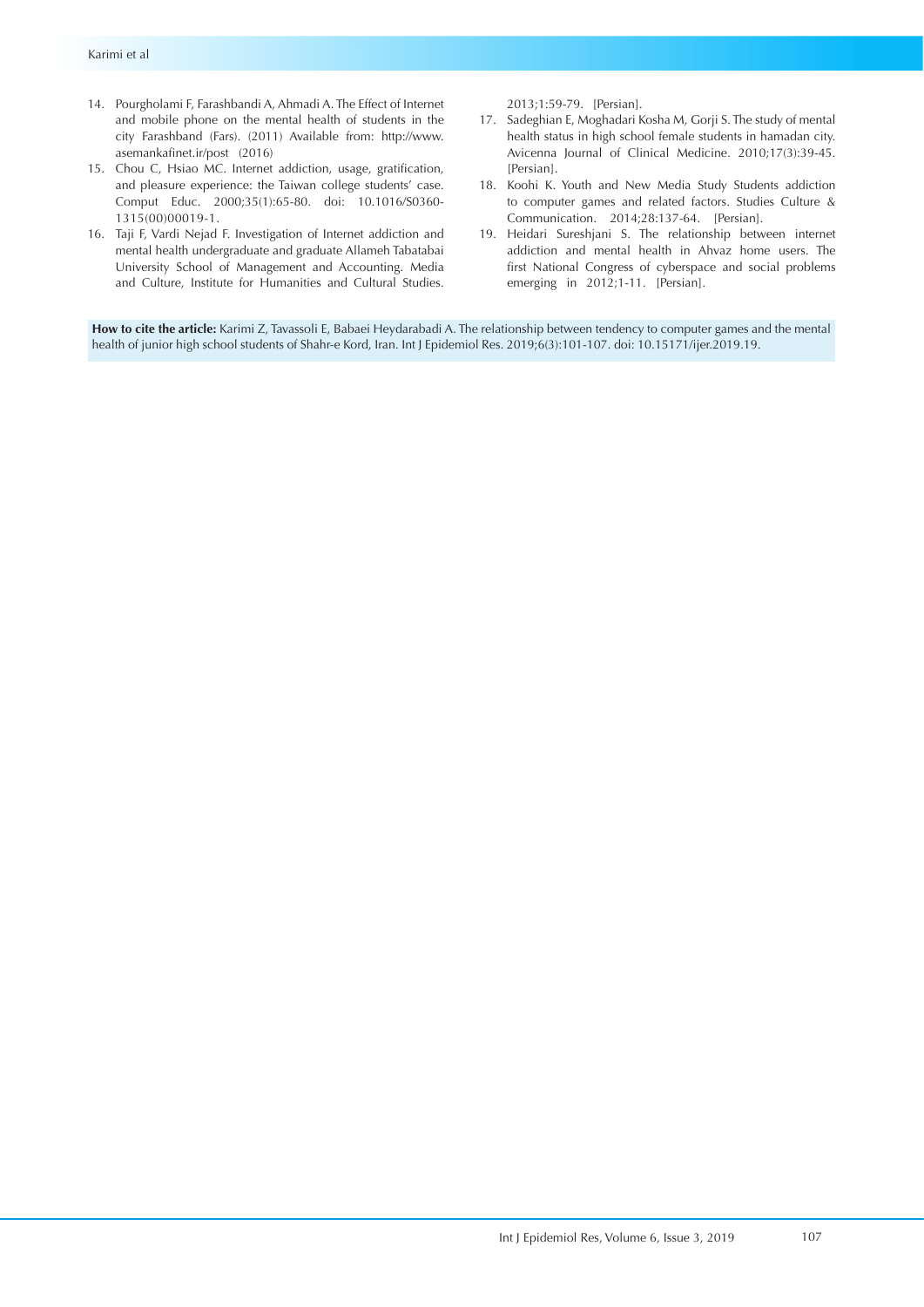14. Pourgholami F, Farashbandi A, Ahmadi A. The Effect of Internet and mobile phone on the mental health of students in the city Farashband (Fars). (2011) Available from: http://www.asemankafinet.ir/post (2016)
15. Chou C, Hsiao MC. Internet addiction, usage, gratification, and pleasure experience: the Taiwan college students' case. Comput Educ. 2000;35(1):65-80. doi: 10.1016/S0360-1315(00)00019-1.
16. Taji F, Vardi Nejad F. Investigation of Internet addiction and mental health undergraduate and graduate Allameh Tabatabai University School of Management and Accounting. Media and Culture, Institute for Humanities and Cultural Studies. 2013;1:59-79. [Persian].
17. Sadeghian E, Moghadari Kosha M, Gorji S. The study of mental health status in high school female students in hamadan city. Avicenna Journal of Clinical Medicine. 2010;17(3):39-45. [Persian].
18. Koohi K. Youth and New Media Study Students addiction to computer games and related factors. Studies Culture & Communication. 2014;28:137-64. [Persian].
19. Heidari Sureshjani S. The relationship between internet addiction and mental health in Ahvaz home users. The first National Congress of cyberspace and social problems emerging in 2012;1-11. [Persian].

**How to cite the article:** Karimi Z, Tavassoli E, Babaei Heydarabadi A. The relationship between tendency to computer games and the mental health of junior high school students of Shahr-e Kord, Iran. Int J Epidemiol Res. 2019;6(3):101-107. doi: 10.15171/ijer.2019.19.